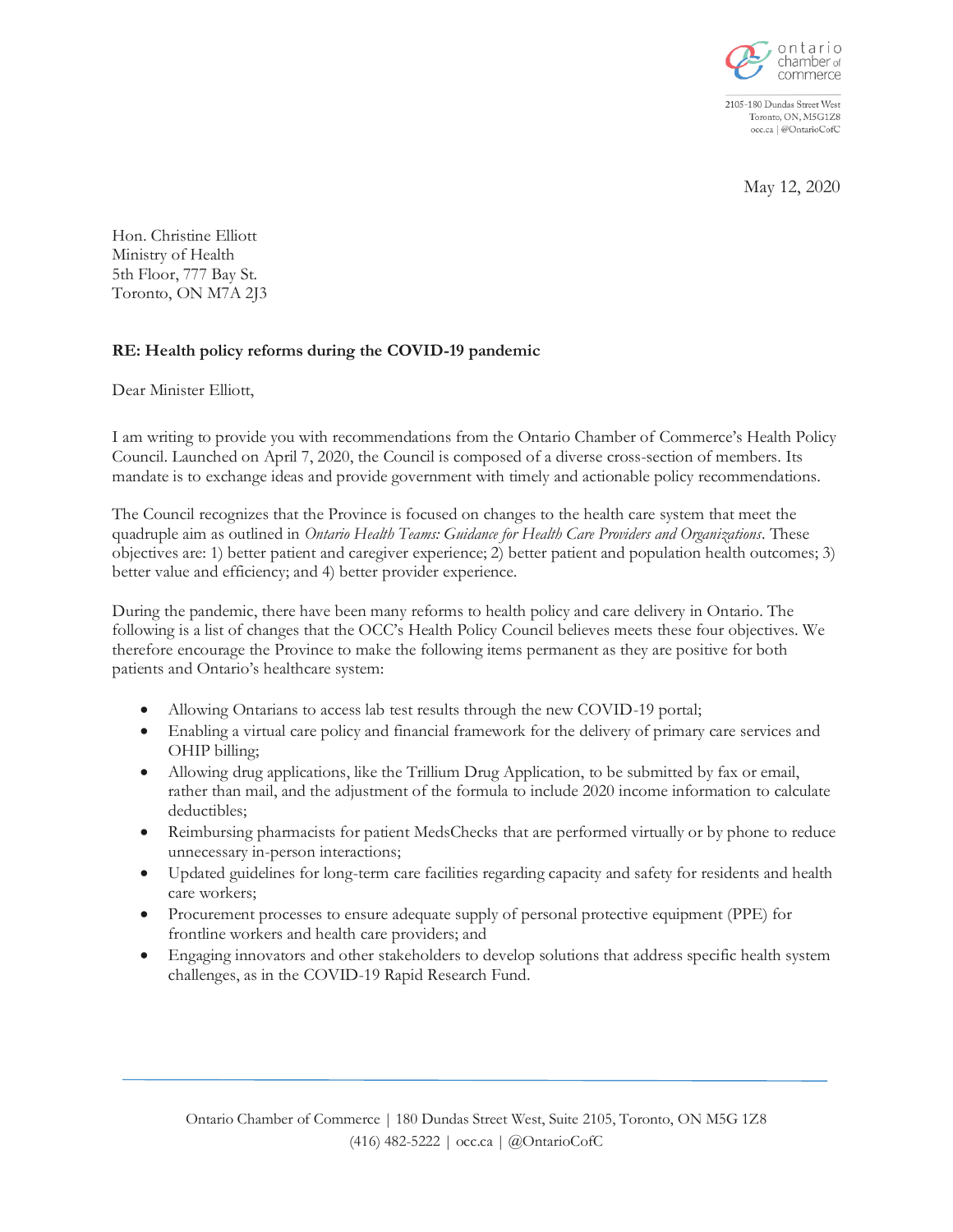ontario chamber of commerce

2105-180 Dundas Street West
Toronto, ON, M5G1Z8
occ.ca | @OntarioCofC

May 12, 2020

Hon. Christine Elliott
Ministry of Health
5th Floor, 777 Bay St.
Toronto, ON M7A 2J3

**RE: Health policy reforms during the COVID-19 pandemic**

Dear Minister Elliott,

I am writing to provide you with recommendations from the Ontario Chamber of Commerce's Health Policy Council. Launched on April 7, 2020, the Council is composed of a diverse cross-section of members. Its mandate is to exchange ideas and provide government with timely and actionable policy recommendations.

The Council recognizes that the Province is focused on changes to the health care system that meet the quadruple aim as outlined in *Ontario Health Teams: Guidance for Health Care Providers and Organizations*. These objectives are: 1) better patient and caregiver experience; 2) better patient and population health outcomes; 3) better value and efficiency; and 4) better provider experience.

During the pandemic, there have been many reforms to health policy and care delivery in Ontario. The following is a list of changes that the OCC's Health Policy Council believes meets these four objectives. We therefore encourage the Province to make the following items permanent as they are positive for both patients and Ontario's healthcare system:

- Allowing Ontarians to access lab test results through the new COVID-19 portal;
- Enabling a virtual care policy and financial framework for the delivery of primary care services and OHIP billing;
- Allowing drug applications, like the Trillium Drug Application, to be submitted by fax or email, rather than mail, and the adjustment of the formula to include 2020 income information to calculate deductibles;
- Reimbursing pharmacists for patient MedsChecks that are performed virtually or by phone to reduce unnecessary in-person interactions;
- Updated guidelines for long-term care facilities regarding capacity and safety for residents and health care workers;
- Procurement processes to ensure adequate supply of personal protective equipment (PPE) for frontline workers and health care providers; and
- Engaging innovators and other stakeholders to develop solutions that address specific health system challenges, as in the COVID-19 Rapid Research Fund.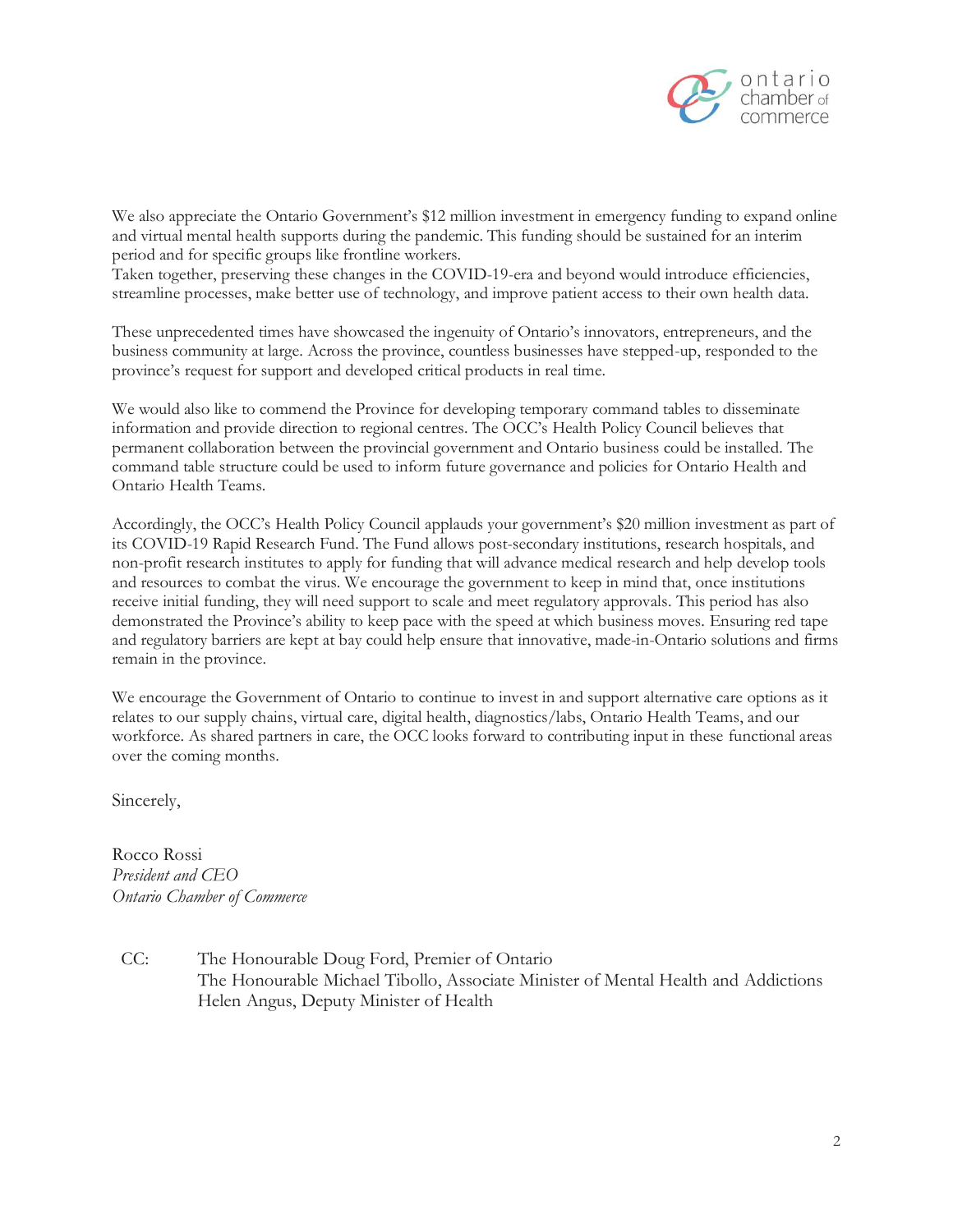We also appreciate the Ontario Government's $12 million investment in emergency funding to expand online and virtual mental health supports during the pandemic. This funding should be sustained for an interim period and for specific groups like frontline workers.
Taken together, preserving these changes in the COVID-19-era and beyond would introduce efficiencies, streamline processes, make better use of technology, and improve patient access to their own health data.

These unprecedented times have showcased the ingenuity of Ontario's innovators, entrepreneurs, and the business community at large. Across the province, countless businesses have stepped-up, responded to the province's request for support and developed critical products in real time.

We would also like to commend the Province for developing temporary command tables to disseminate information and provide direction to regional centres. The OCC's Health Policy Council believes that permanent collaboration between the provincial government and Ontario business could be installed. The command table structure could be used to inform future governance and policies for Ontario Health and Ontario Health Teams.

Accordingly, the OCC's Health Policy Council applauds your government's $20 million investment as part of its COVID-19 Rapid Research Fund. The Fund allows post-secondary institutions, research hospitals, and non-profit research institutes to apply for funding that will advance medical research and help develop tools and resources to combat the virus. We encourage the government to keep in mind that, once institutions receive initial funding, they will need support to scale and meet regulatory approvals. This period has also demonstrated the Province's ability to keep pace with the speed at which business moves. Ensuring red tape and regulatory barriers are kept at bay could help ensure that innovative, made-in-Ontario solutions and firms remain in the province.

We encourage the Government of Ontario to continue to invest in and support alternative care options as it relates to our supply chains, virtual care, digital health, diagnostics/labs, Ontario Health Teams, and our workforce. As shared partners in care, the OCC looks forward to contributing input in these functional areas over the coming months.

Sincerely,

Rocco Rossi
*President and CEO*
*Ontario Chamber of Commerce*

CC: The Honourable Doug Ford, Premier of Ontario
The Honourable Michael Tibollo, Associate Minister of Mental Health and Addictions
Helen Angus, Deputy Minister of Health